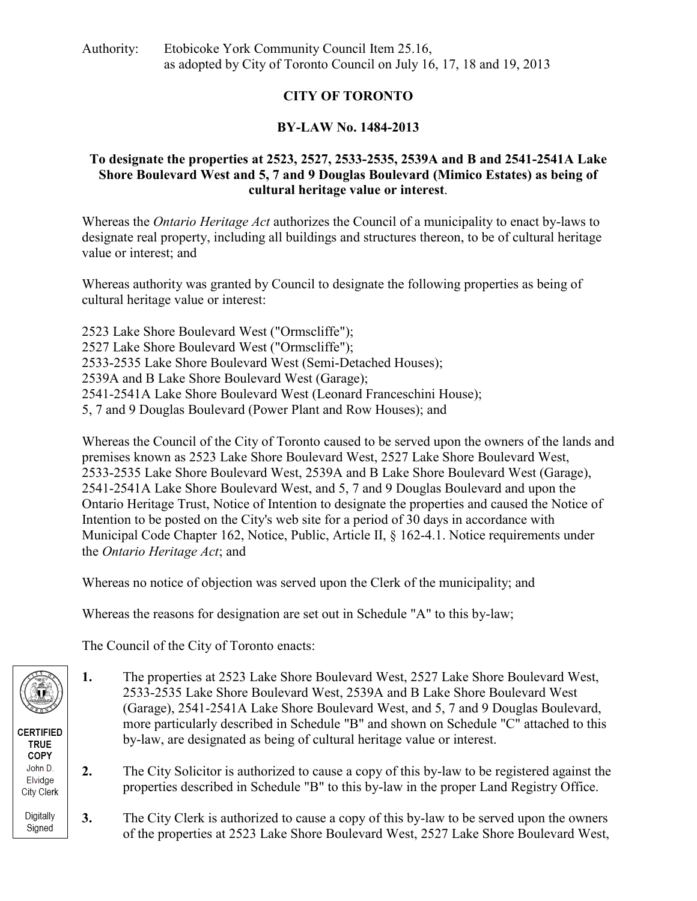Authority: Etobicoke York Community Council Item 25.16, as adopted by City of Toronto Council on July 16, 17, 18 and 19, 2013

# CITY OF TORONTO

## BY-LAW No. 1484-2013

### To designate the properties at 2523, 2527, 2533-2535, 2539A and B and 2541-2541A Lake Shore Boulevard West and 5, 7 and 9 Douglas Boulevard (Mimico Estates) as being of cultural heritage value or interest.

Whereas the *Ontario Heritage Act* authorizes the Council of a municipality to enact by-laws to designate real property, including all buildings and structures thereon, to be of cultural heritage value or interest; and

Whereas authority was granted by Council to designate the following properties as being of cultural heritage value or interest:

2523 Lake Shore Boulevard West ("Ormscliffe");
2527 Lake Shore Boulevard West ("Ormscliffe");
2533-2535 Lake Shore Boulevard West (Semi-Detached Houses);
2539A and B Lake Shore Boulevard West (Garage);
2541-2541A Lake Shore Boulevard West (Leonard Franceschini House);
5, 7 and 9 Douglas Boulevard (Power Plant and Row Houses); and

Whereas the Council of the City of Toronto caused to be served upon the owners of the lands and premises known as 2523 Lake Shore Boulevard West, 2527 Lake Shore Boulevard West, 2533-2535 Lake Shore Boulevard West, 2539A and B Lake Shore Boulevard West (Garage), 2541-2541A Lake Shore Boulevard West, and 5, 7 and 9 Douglas Boulevard and upon the Ontario Heritage Trust, Notice of Intention to designate the properties and caused the Notice of Intention to be posted on the City's web site for a period of 30 days in accordance with Municipal Code Chapter 162, Notice, Public, Article II, § 162-4.1. Notice requirements under the *Ontario Heritage Act*; and

Whereas no notice of objection was served upon the Clerk of the municipality; and

Whereas the reasons for designation are set out in Schedule "A" to this by-law;

The Council of the City of Toronto enacts:

CERTIFIED TRUE COPY
John D. Elvidge
City Clerk

Digitally Signed

**1.** The properties at 2523 Lake Shore Boulevard West, 2527 Lake Shore Boulevard West, 2533-2535 Lake Shore Boulevard West, 2539A and B Lake Shore Boulevard West (Garage), 2541-2541A Lake Shore Boulevard West, and 5, 7 and 9 Douglas Boulevard, more particularly described in Schedule "B" and shown on Schedule "C" attached to this by-law, are designated as being of cultural heritage value or interest.

**2.** The City Solicitor is authorized to cause a copy of this by-law to be registered against the properties described in Schedule "B" to this by-law in the proper Land Registry Office.

**3.** The City Clerk is authorized to cause a copy of this by-law to be served upon the owners of the properties at 2523 Lake Shore Boulevard West, 2527 Lake Shore Boulevard West,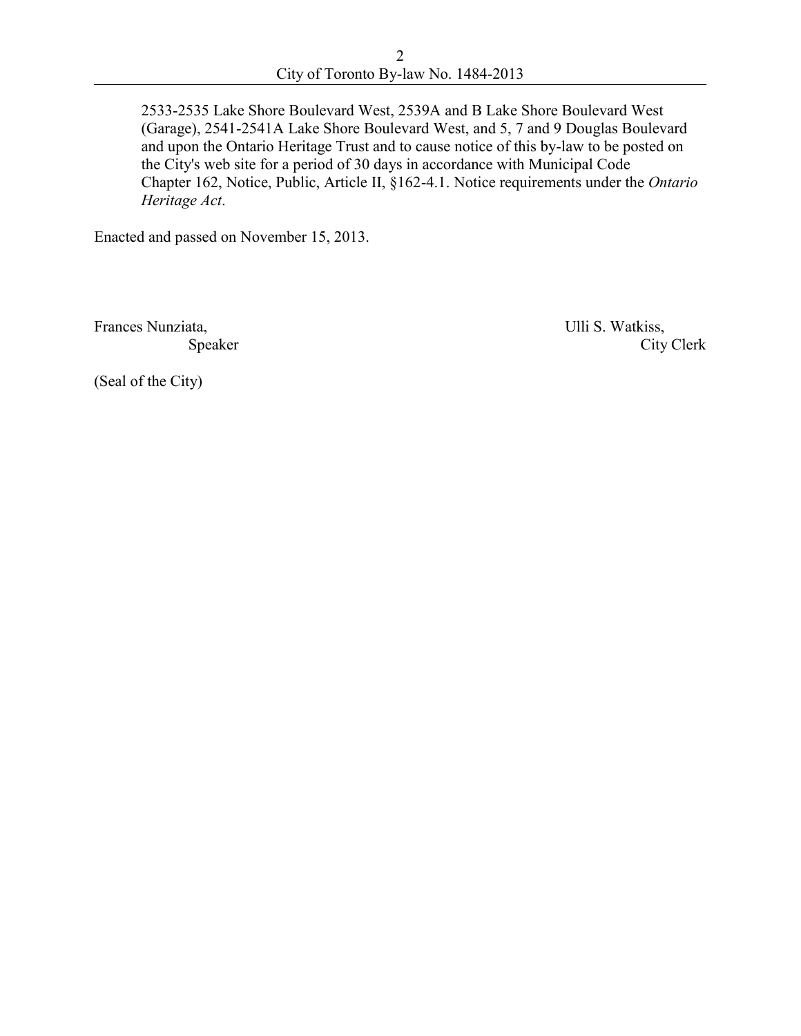2533-2535 Lake Shore Boulevard West, 2539A and B Lake Shore Boulevard West (Garage), 2541-2541A Lake Shore Boulevard West, and 5, 7 and 9 Douglas Boulevard and upon the Ontario Heritage Trust and to cause notice of this by-law to be posted on the City's web site for a period of 30 days in accordance with Municipal Code Chapter 162, Notice, Public, Article II, §162-4.1. Notice requirements under the *Ontario Heritage Act*.

Enacted and passed on November 15, 2013.

Frances Nunziata,
Speaker

Ulli S. Watkiss,
City Clerk

(Seal of the City)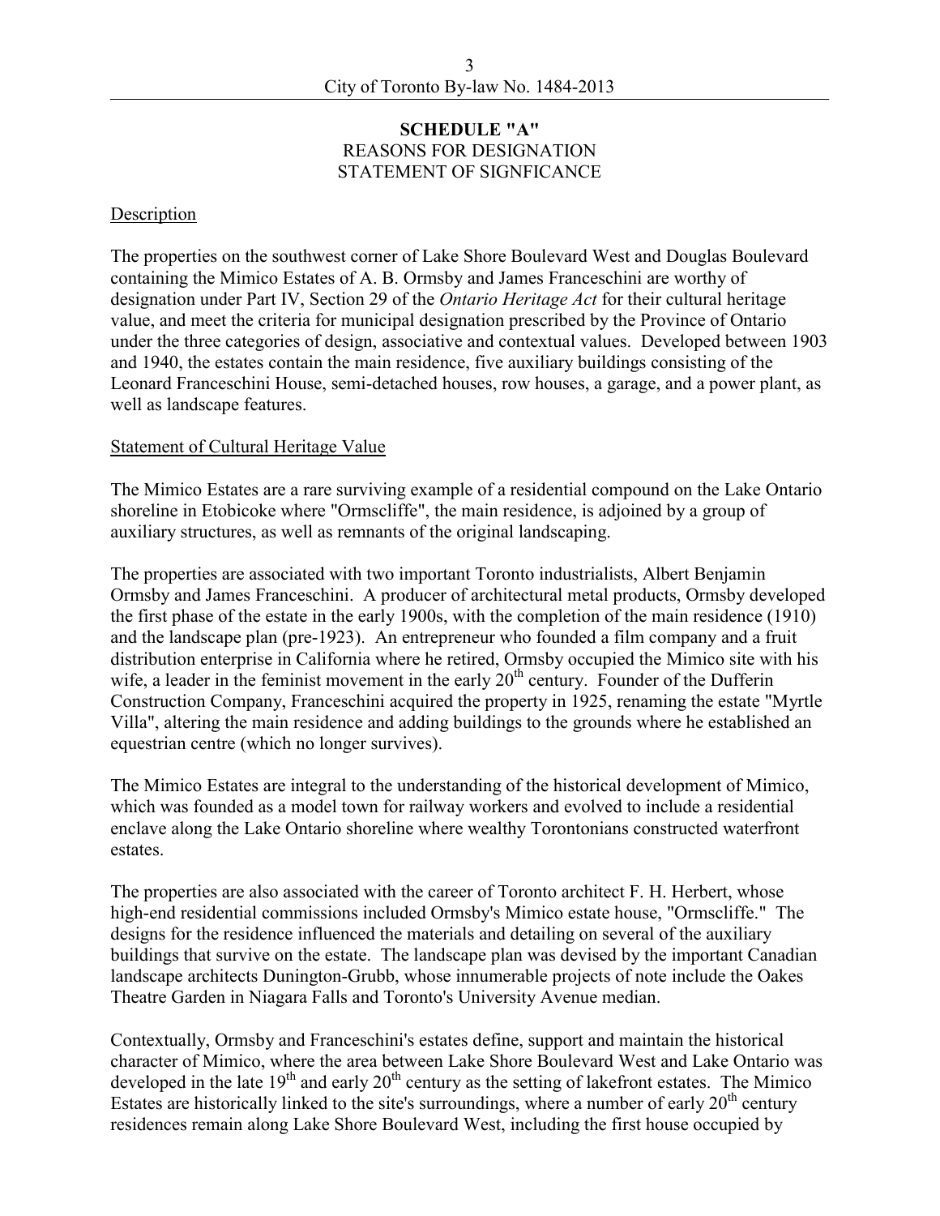**SCHEDULE "A"**
REASONS FOR DESIGNATION
STATEMENT OF SIGNFICANCE

Description

The properties on the southwest corner of Lake Shore Boulevard West and Douglas Boulevard containing the Mimico Estates of A. B. Ormsby and James Franceschini are worthy of designation under Part IV, Section 29 of the *Ontario Heritage Act* for their cultural heritage value, and meet the criteria for municipal designation prescribed by the Province of Ontario under the three categories of design, associative and contextual values. Developed between 1903 and 1940, the estates contain the main residence, five auxiliary buildings consisting of the Leonard Franceschini House, semi-detached houses, row houses, a garage, and a power plant, as well as landscape features.

Statement of Cultural Heritage Value

The Mimico Estates are a rare surviving example of a residential compound on the Lake Ontario shoreline in Etobicoke where "Ormscliffe", the main residence, is adjoined by a group of auxiliary structures, as well as remnants of the original landscaping.

The properties are associated with two important Toronto industrialists, Albert Benjamin Ormsby and James Franceschini. A producer of architectural metal products, Ormsby developed the first phase of the estate in the early 1900s, with the completion of the main residence (1910) and the landscape plan (pre-1923). An entrepreneur who founded a film company and a fruit distribution enterprise in California where he retired, Ormsby occupied the Mimico site with his wife, a leader in the feminist movement in the early 20th century. Founder of the Dufferin Construction Company, Franceschini acquired the property in 1925, renaming the estate "Myrtle Villa", altering the main residence and adding buildings to the grounds where he established an equestrian centre (which no longer survives).

The Mimico Estates are integral to the understanding of the historical development of Mimico, which was founded as a model town for railway workers and evolved to include a residential enclave along the Lake Ontario shoreline where wealthy Torontonians constructed waterfront estates.

The properties are also associated with the career of Toronto architect F. H. Herbert, whose high-end residential commissions included Ormsby's Mimico estate house, "Ormscliffe." The designs for the residence influenced the materials and detailing on several of the auxiliary buildings that survive on the estate. The landscape plan was devised by the important Canadian landscape architects Dunington-Grubb, whose innumerable projects of note include the Oakes Theatre Garden in Niagara Falls and Toronto's University Avenue median.

Contextually, Ormsby and Franceschini's estates define, support and maintain the historical character of Mimico, where the area between Lake Shore Boulevard West and Lake Ontario was developed in the late 19th and early 20th century as the setting of lakefront estates. The Mimico Estates are historically linked to the site's surroundings, where a number of early 20th century residences remain along Lake Shore Boulevard West, including the first house occupied by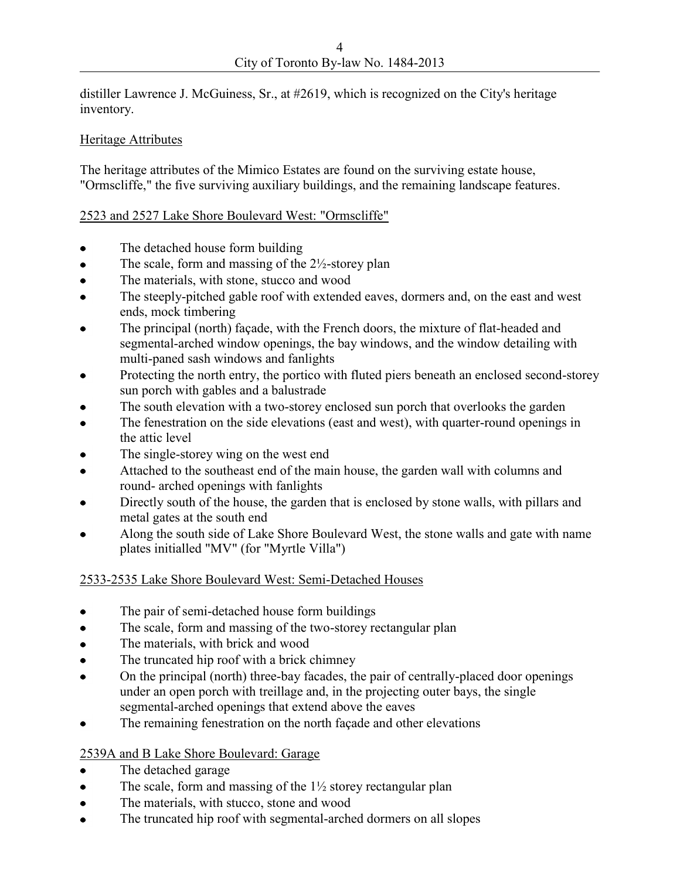distiller Lawrence J. McGuiness, Sr., at #2619, which is recognized on the City's heritage inventory.

Heritage Attributes

The heritage attributes of the Mimico Estates are found on the surviving estate house, "Ormscliffe," the five surviving auxiliary buildings, and the remaining landscape features.

2523 and 2527 Lake Shore Boulevard West: "Ormscliffe"

- The detached house form building
- The scale, form and massing of the 2½-storey plan
- The materials, with stone, stucco and wood
- The steeply-pitched gable roof with extended eaves, dormers and, on the east and west ends, mock timbering
- The principal (north) façade, with the French doors, the mixture of flat-headed and segmental-arched window openings, the bay windows, and the window detailing with multi-paned sash windows and fanlights
- Protecting the north entry, the portico with fluted piers beneath an enclosed second-storey sun porch with gables and a balustrade
- The south elevation with a two-storey enclosed sun porch that overlooks the garden
- The fenestration on the side elevations (east and west), with quarter-round openings in the attic level
- The single-storey wing on the west end
- Attached to the southeast end of the main house, the garden wall with columns and round- arched openings with fanlights
- Directly south of the house, the garden that is enclosed by stone walls, with pillars and metal gates at the south end
- Along the south side of Lake Shore Boulevard West, the stone walls and gate with name plates initialled "MV" (for "Myrtle Villa")

2533-2535 Lake Shore Boulevard West: Semi-Detached Houses

- The pair of semi-detached house form buildings
- The scale, form and massing of the two-storey rectangular plan
- The materials, with brick and wood
- The truncated hip roof with a brick chimney
- On the principal (north) three-bay facades, the pair of centrally-placed door openings under an open porch with treillage and, in the projecting outer bays, the single segmental-arched openings that extend above the eaves
- The remaining fenestration on the north façade and other elevations

2539A and B Lake Shore Boulevard: Garage

- The detached garage
- The scale, form and massing of the 1½ storey rectangular plan
- The materials, with stucco, stone and wood
- The truncated hip roof with segmental-arched dormers on all slopes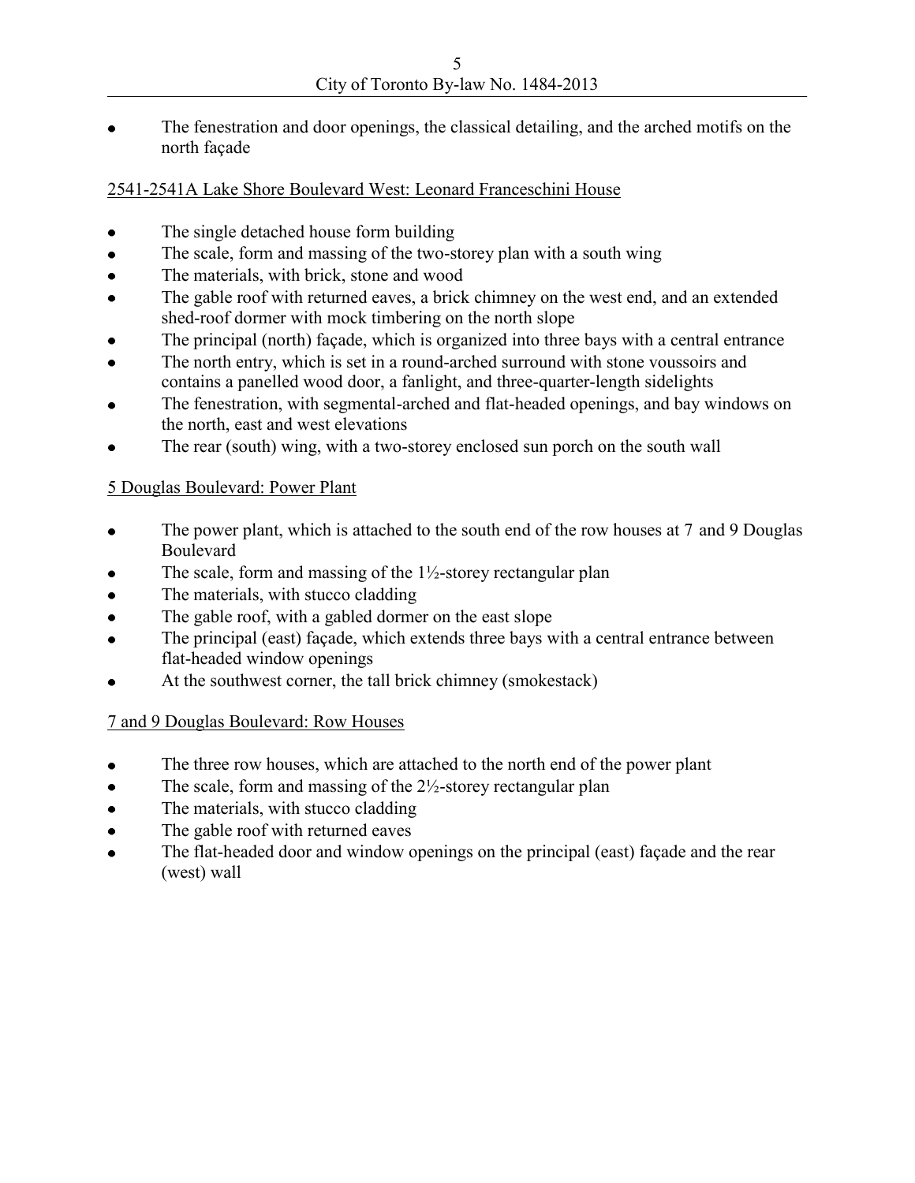- The fenestration and door openings, the classical detailing, and the arched motifs on the north façade

2541-2541A Lake Shore Boulevard West: Leonard Franceschini House

- The single detached house form building
- The scale, form and massing of the two-storey plan with a south wing
- The materials, with brick, stone and wood
- The gable roof with returned eaves, a brick chimney on the west end, and an extended shed-roof dormer with mock timbering on the north slope
- The principal (north) façade, which is organized into three bays with a central entrance
- The north entry, which is set in a round-arched surround with stone voussoirs and contains a panelled wood door, a fanlight, and three-quarter-length sidelights
- The fenestration, with segmental-arched and flat-headed openings, and bay windows on the north, east and west elevations
- The rear (south) wing, with a two-storey enclosed sun porch on the south wall

5 Douglas Boulevard: Power Plant

- The power plant, which is attached to the south end of the row houses at 7 and 9 Douglas Boulevard
- The scale, form and massing of the 1½-storey rectangular plan
- The materials, with stucco cladding
- The gable roof, with a gabled dormer on the east slope
- The principal (east) façade, which extends three bays with a central entrance between flat-headed window openings
- At the southwest corner, the tall brick chimney (smokestack)

7 and 9 Douglas Boulevard: Row Houses

- The three row houses, which are attached to the north end of the power plant
- The scale, form and massing of the 2½-storey rectangular plan
- The materials, with stucco cladding
- The gable roof with returned eaves
- The flat-headed door and window openings on the principal (east) façade and the rear (west) wall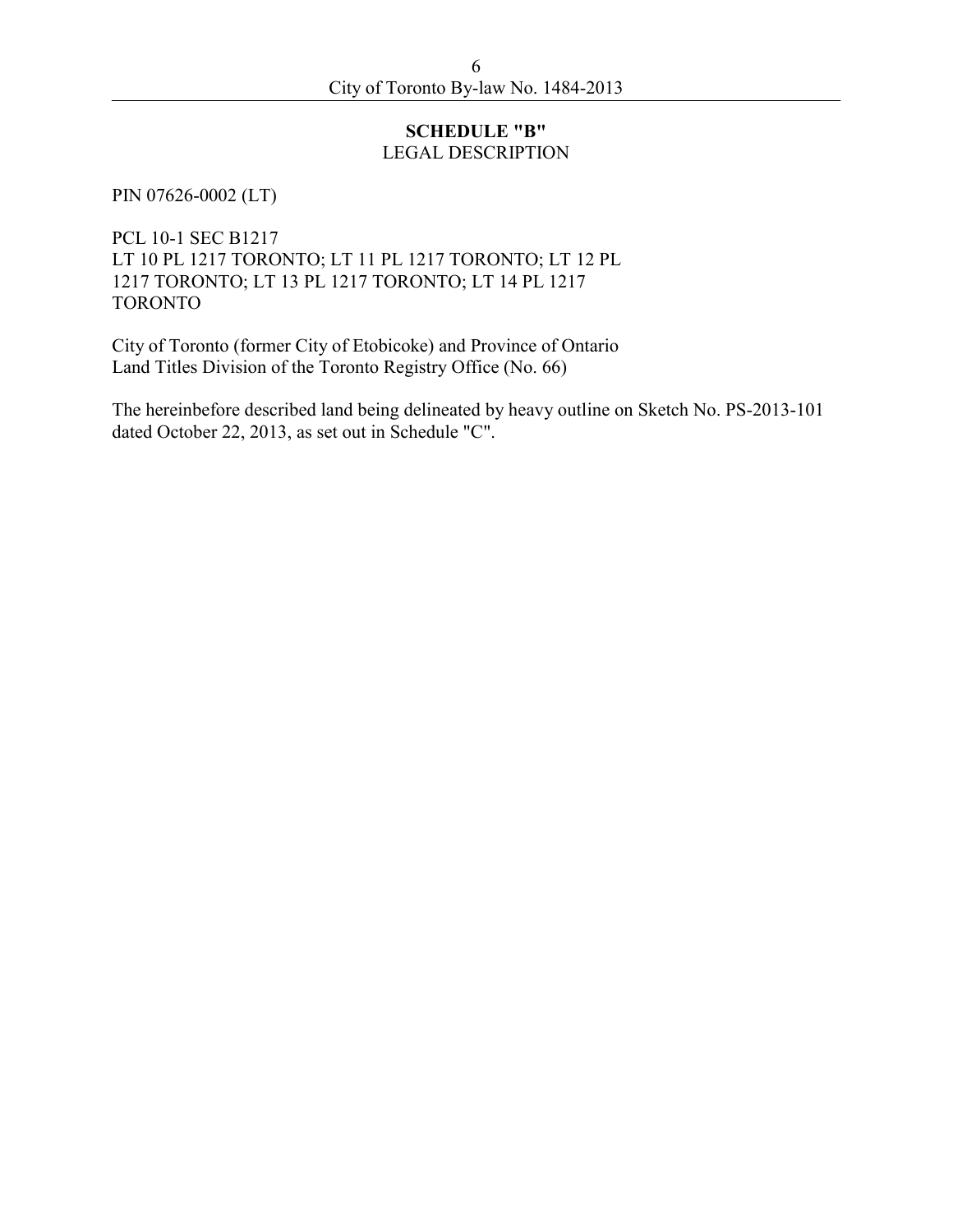## SCHEDULE "B"

LEGAL DESCRIPTION

PIN 07626-0002 (LT)

PCL 10-1 SEC B1217
LT 10 PL 1217 TORONTO; LT 11 PL 1217 TORONTO; LT 12 PL 1217 TORONTO; LT 13 PL 1217 TORONTO; LT 14 PL 1217 TORONTO

City of Toronto (former City of Etobicoke) and Province of Ontario
Land Titles Division of the Toronto Registry Office (No. 66)

The hereinbefore described land being delineated by heavy outline on Sketch No. PS-2013-101 dated October 22, 2013, as set out in Schedule "C".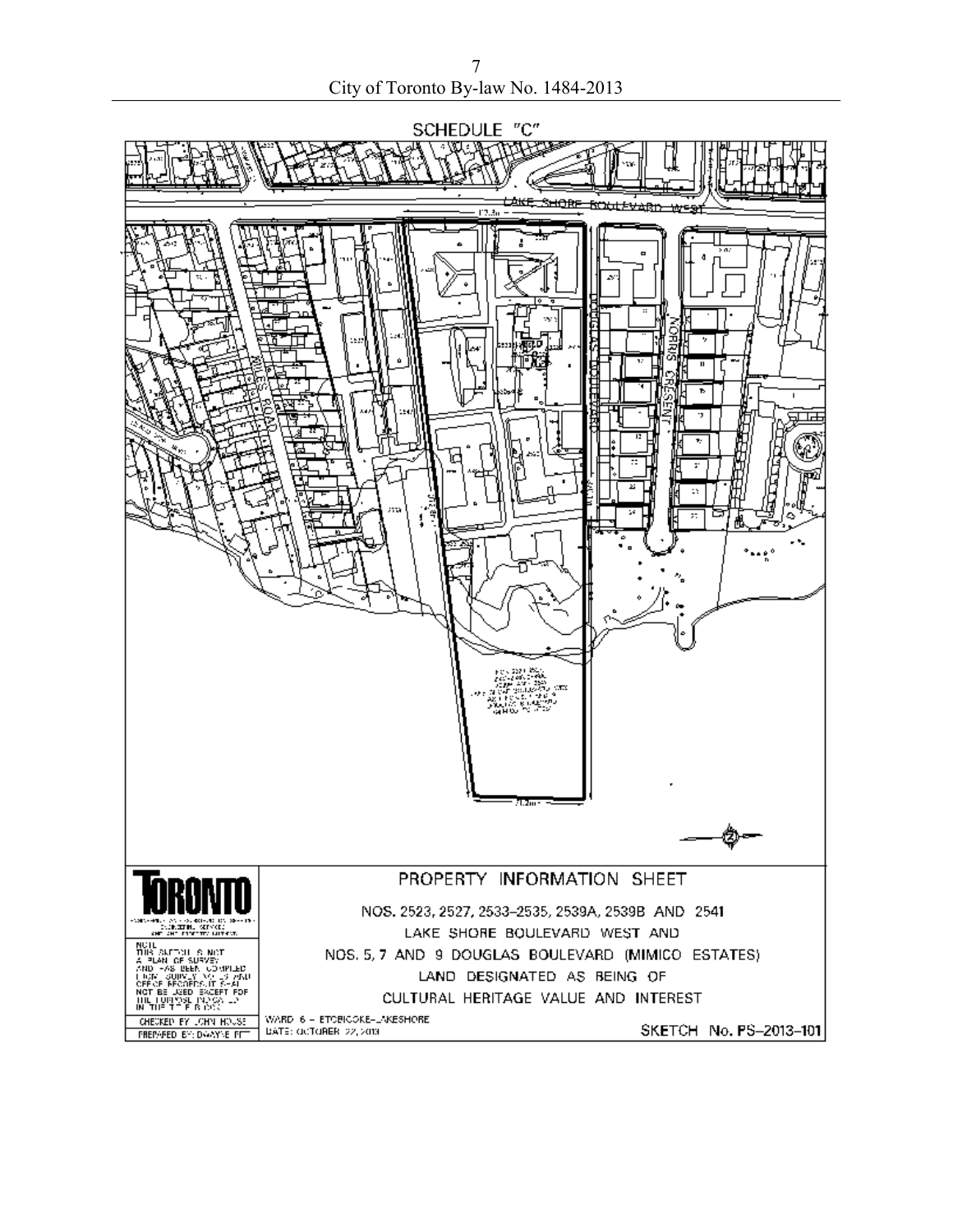# SCHEDULE "C"

LAKE SHORE BOULEVARD WEST

MILES ROAD

DOUGLAS BOULEVARD

NORRIS CRESCENT

TORONTO

NOTE
THIS SKETCH IS NOT A PLAN OF SURVEY AND HAS BEEN COMPILED FROM SURVEY NOTES AND OFFICE RECORDS. IT SHALL NOT BE USED EXCEPT FOR THE PURPOSE INDICATED IN THE TITLE BLOCK.

CHECKED BY: JOHN HOUSE

PREPARED BY: DWAYNE FT

PROPERTY INFORMATION SHEET

NOS. 2523, 2527, 2533–2535, 2539A, 2539B AND 2541 LAKE SHORE BOULEVARD WEST AND NOS. 5, 7 AND 9 DOUGLAS BOULEVARD (MIMICO ESTATES)

LAND DESIGNATED AS BEING OF CULTURAL HERITAGE VALUE AND INTEREST

WARD 6 – ETOBICOKE–LAKESHORE

DATE: OCTOBER 22, 2013

SKETCH No. PS–2013–101